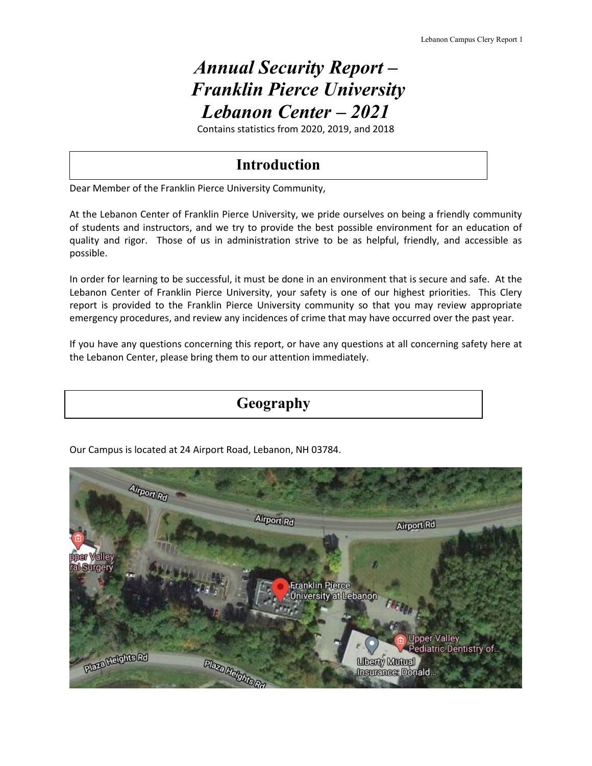# *Annual Security Report – Franklin Pierce University Lebanon Center – 2021*

Contains statistics from 2020, 2019, and 2018

## Introduction

Dear Member of the Franklin Pierce University Community,

At the Lebanon Center of Franklin Pierce University, we pride ourselves on being a friendly community of students and instructors, and we try to provide the best possible environment for an education of quality and rigor. Those of us in administration strive to be as helpful, friendly, and accessible as possible.

In order for learning to be successful, it must be done in an environment that is secure and safe. At the Lebanon Center of Franklin Pierce University, your safety is one of our highest priorities. This Clery report is provided to the Franklin Pierce University community so that you may review appropriate emergency procedures, and review any incidences of crime that may have occurred over the past year.

If you have any questions concerning this report, or have any questions at all concerning safety here at the Lebanon Center, please bring them to our attention immediately.

## Geography

Our Campus is located at 24 Airport Road, Lebanon, NH 03784.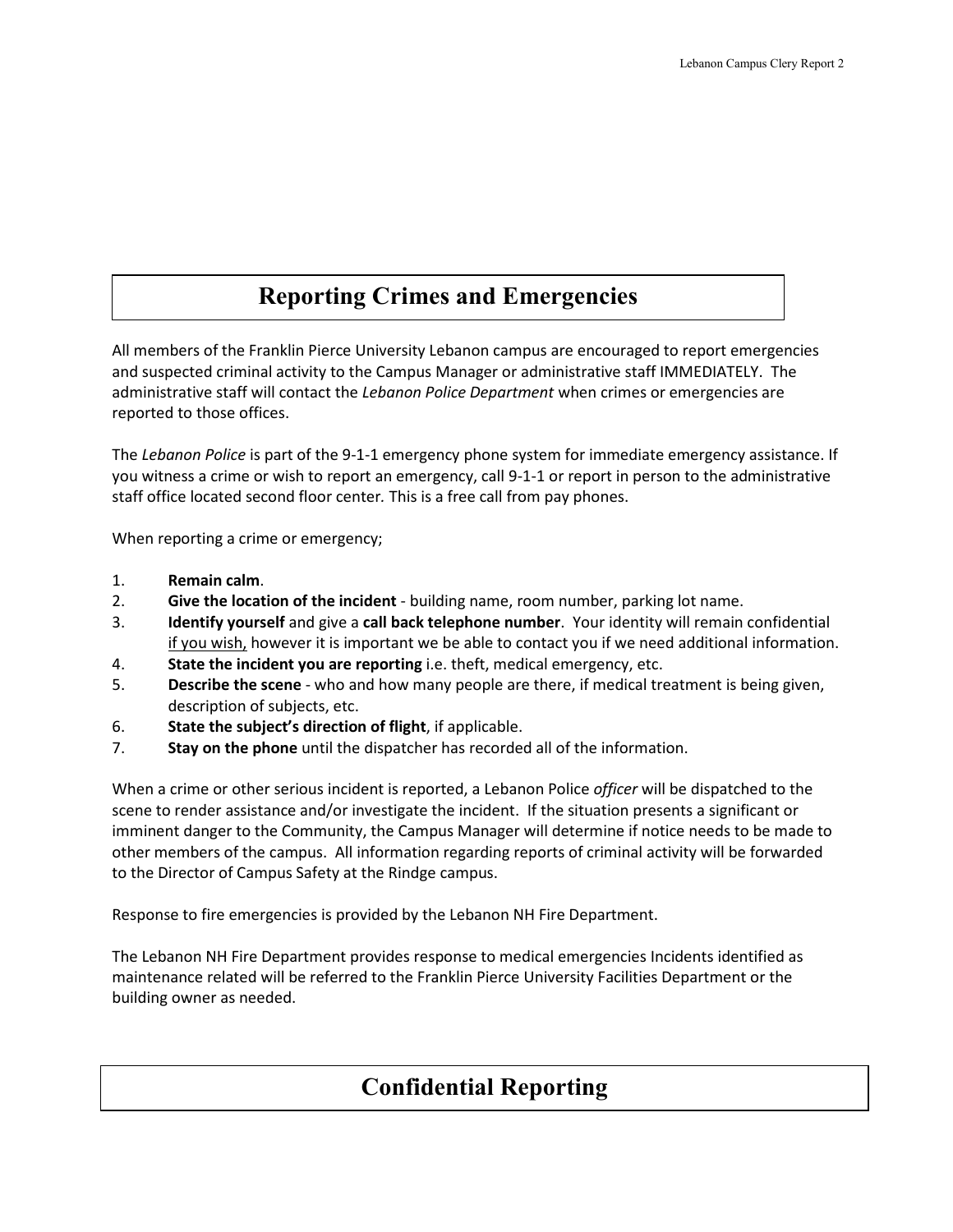## Reporting Crimes and Emergencies

All members of the Franklin Pierce University Lebanon campus are encouraged to report emergencies and suspected criminal activity to the Campus Manager or administrative staff IMMEDIATELY. The administrative staff will contact the *Lebanon Police Department* when crimes or emergencies are reported to those offices.

The *Lebanon Police* is part of the 9-1-1 emergency phone system for immediate emergency assistance. If you witness a crime or wish to report an emergency, call 9-1-1 or report in person to the administrative staff office located second floor center. This is a free call from pay phones.

When reporting a crime or emergency;

1. **Remain calm**.
2. **Give the location of the incident** - building name, room number, parking lot name.
3. **Identify yourself** and give a **call back telephone number**. Your identity will remain confidential <u>if you wish,</u> however it is important we be able to contact you if we need additional information.
4. **State the incident you are reporting** i.e. theft, medical emergency, etc.
5. **Describe the scene** - who and how many people are there, if medical treatment is being given, description of subjects, etc.
6. **State the subject's direction of flight**, if applicable.
7. **Stay on the phone** until the dispatcher has recorded all of the information.

When a crime or other serious incident is reported, a Lebanon Police *officer* will be dispatched to the scene to render assistance and/or investigate the incident. If the situation presents a significant or imminent danger to the Community, the Campus Manager will determine if notice needs to be made to other members of the campus. All information regarding reports of criminal activity will be forwarded to the Director of Campus Safety at the Rindge campus.

Response to fire emergencies is provided by the Lebanon NH Fire Department.

The Lebanon NH Fire Department provides response to medical emergencies Incidents identified as maintenance related will be referred to the Franklin Pierce University Facilities Department or the building owner as needed.

## Confidential Reporting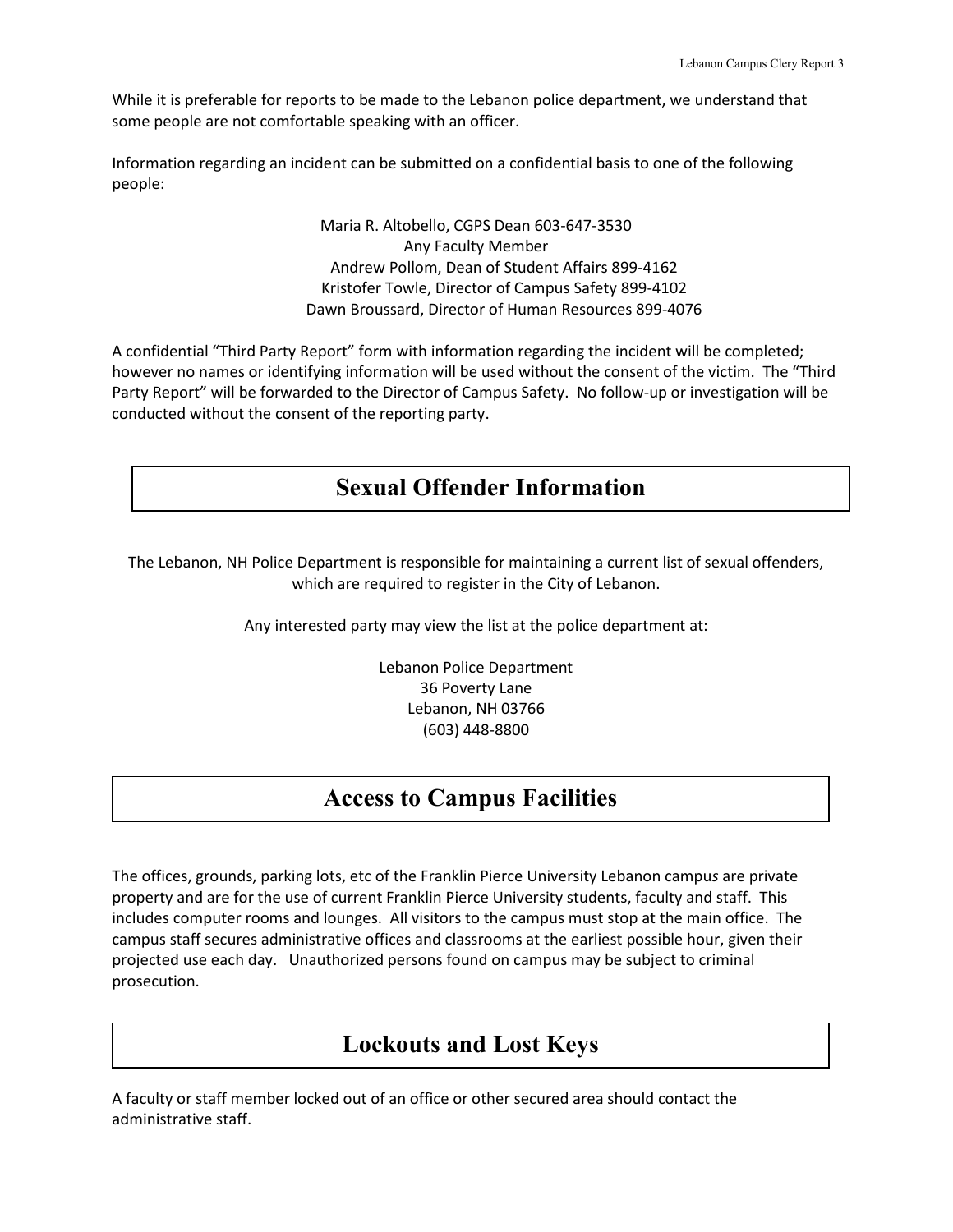While it is preferable for reports to be made to the Lebanon police department, we understand that some people are not comfortable speaking with an officer.

Information regarding an incident can be submitted on a confidential basis to one of the following people:

Maria R. Altobello, CGPS Dean 603-647-3530
Any Faculty Member
Andrew Pollom, Dean of Student Affairs 899-4162
Kristofer Towle, Director of Campus Safety 899-4102
Dawn Broussard, Director of Human Resources 899-4076

A confidential "Third Party Report" form with information regarding the incident will be completed; however no names or identifying information will be used without the consent of the victim. The "Third Party Report" will be forwarded to the Director of Campus Safety. No follow-up or investigation will be conducted without the consent of the reporting party.

## Sexual Offender Information

The Lebanon, NH Police Department is responsible for maintaining a current list of sexual offenders, which are required to register in the City of Lebanon.

Any interested party may view the list at the police department at:

Lebanon Police Department
36 Poverty Lane
Lebanon, NH 03766
(603) 448-8800

## Access to Campus Facilities

The offices, grounds, parking lots, etc of the Franklin Pierce University Lebanon campus are private property and are for the use of current Franklin Pierce University students, faculty and staff. This includes computer rooms and lounges. All visitors to the campus must stop at the main office. The campus staff secures administrative offices and classrooms at the earliest possible hour, given their projected use each day. Unauthorized persons found on campus may be subject to criminal prosecution.

## Lockouts and Lost Keys

A faculty or staff member locked out of an office or other secured area should contact the administrative staff.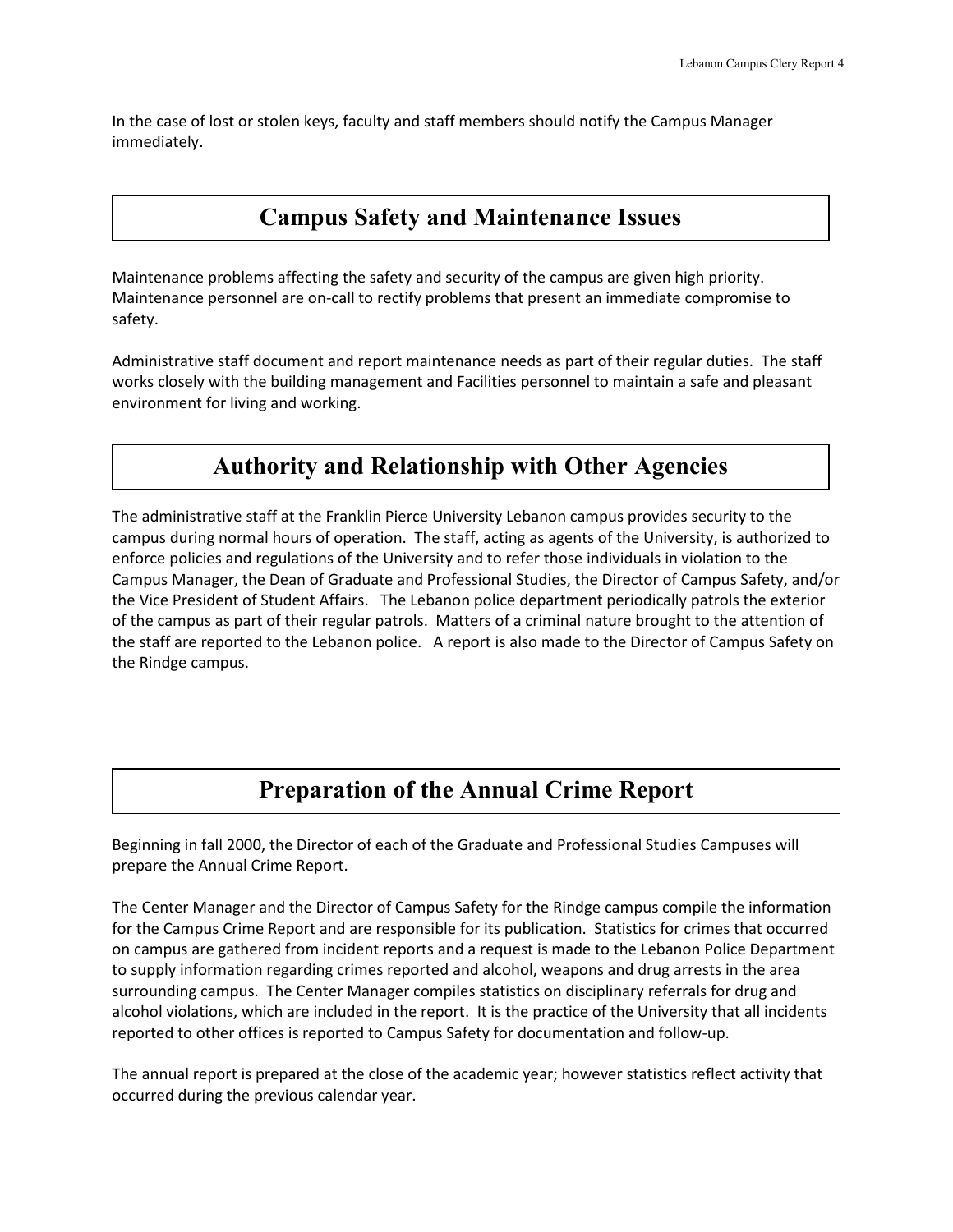In the case of lost or stolen keys, faculty and staff members should notify the Campus Manager immediately.

## Campus Safety and Maintenance Issues

Maintenance problems affecting the safety and security of the campus are given high priority. Maintenance personnel are on-call to rectify problems that present an immediate compromise to safety.

Administrative staff document and report maintenance needs as part of their regular duties. The staff works closely with the building management and Facilities personnel to maintain a safe and pleasant environment for living and working.

## Authority and Relationship with Other Agencies

The administrative staff at the Franklin Pierce University Lebanon campus provides security to the campus during normal hours of operation. The staff, acting as agents of the University, is authorized to enforce policies and regulations of the University and to refer those individuals in violation to the Campus Manager, the Dean of Graduate and Professional Studies, the Director of Campus Safety, and/or the Vice President of Student Affairs. The Lebanon police department periodically patrols the exterior of the campus as part of their regular patrols. Matters of a criminal nature brought to the attention of the staff are reported to the Lebanon police. A report is also made to the Director of Campus Safety on the Rindge campus.

## Preparation of the Annual Crime Report

Beginning in fall 2000, the Director of each of the Graduate and Professional Studies Campuses will prepare the Annual Crime Report.

The Center Manager and the Director of Campus Safety for the Rindge campus compile the information for the Campus Crime Report and are responsible for its publication. Statistics for crimes that occurred on campus are gathered from incident reports and a request is made to the Lebanon Police Department to supply information regarding crimes reported and alcohol, weapons and drug arrests in the area surrounding campus. The Center Manager compiles statistics on disciplinary referrals for drug and alcohol violations, which are included in the report. It is the practice of the University that all incidents reported to other offices is reported to Campus Safety for documentation and follow-up.

The annual report is prepared at the close of the academic year; however statistics reflect activity that occurred during the previous calendar year.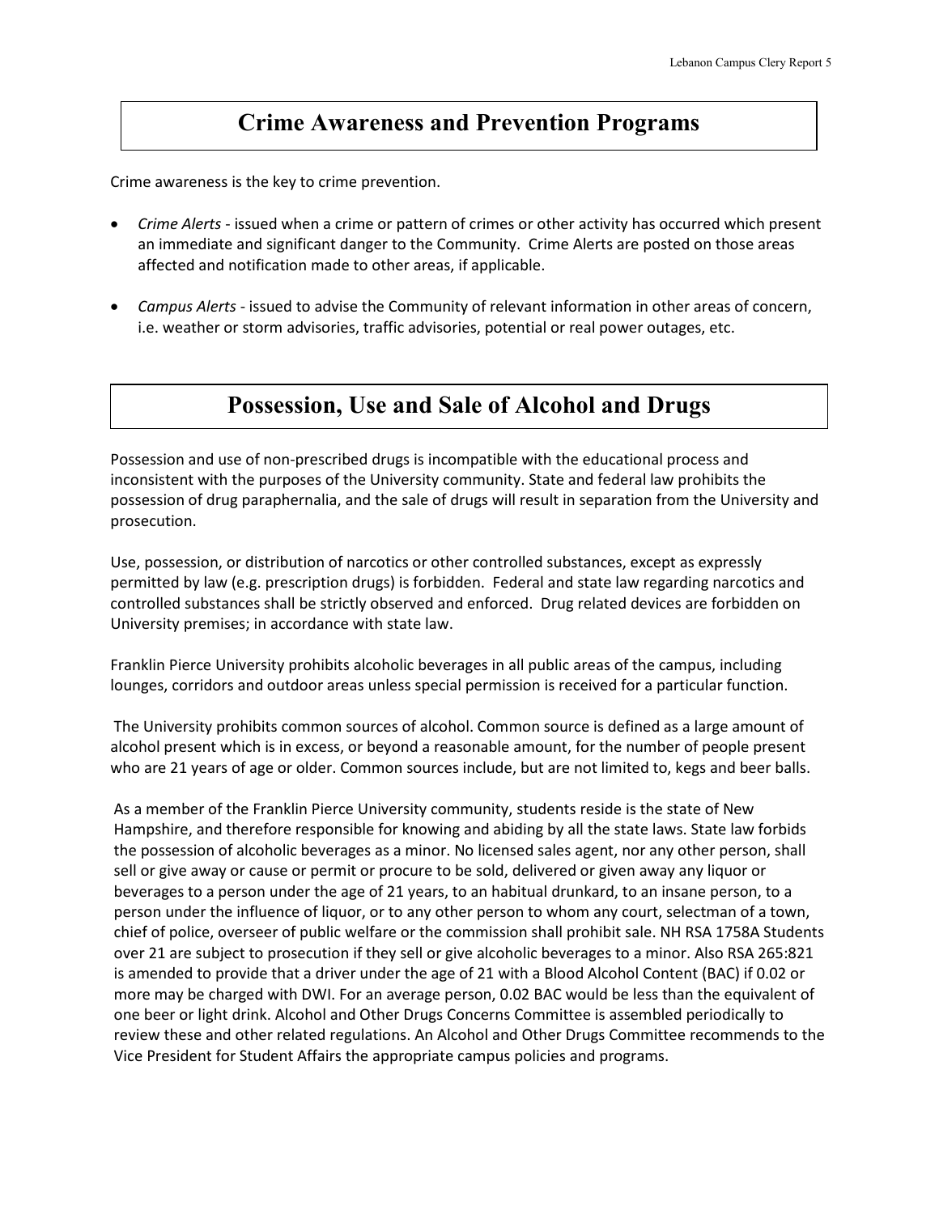## Crime Awareness and Prevention Programs

Crime awareness is the key to crime prevention.

- *Crime Alerts* - issued when a crime or pattern of crimes or other activity has occurred which present an immediate and significant danger to the Community. Crime Alerts are posted on those areas affected and notification made to other areas, if applicable.

- *Campus Alerts* - issued to advise the Community of relevant information in other areas of concern, i.e. weather or storm advisories, traffic advisories, potential or real power outages, etc.

## Possession, Use and Sale of Alcohol and Drugs

Possession and use of non-prescribed drugs is incompatible with the educational process and inconsistent with the purposes of the University community. State and federal law prohibits the possession of drug paraphernalia, and the sale of drugs will result in separation from the University and prosecution.

Use, possession, or distribution of narcotics or other controlled substances, except as expressly permitted by law (e.g. prescription drugs) is forbidden. Federal and state law regarding narcotics and controlled substances shall be strictly observed and enforced. Drug related devices are forbidden on University premises; in accordance with state law.

Franklin Pierce University prohibits alcoholic beverages in all public areas of the campus, including lounges, corridors and outdoor areas unless special permission is received for a particular function.

The University prohibits common sources of alcohol. Common source is defined as a large amount of alcohol present which is in excess, or beyond a reasonable amount, for the number of people present who are 21 years of age or older. Common sources include, but are not limited to, kegs and beer balls.

As a member of the Franklin Pierce University community, students reside is the state of New Hampshire, and therefore responsible for knowing and abiding by all the state laws. State law forbids the possession of alcoholic beverages as a minor. No licensed sales agent, nor any other person, shall sell or give away or cause or permit or procure to be sold, delivered or given away any liquor or beverages to a person under the age of 21 years, to an habitual drunkard, to an insane person, to a person under the influence of liquor, or to any other person to whom any court, selectman of a town, chief of police, overseer of public welfare or the commission shall prohibit sale. NH RSA 1758A Students over 21 are subject to prosecution if they sell or give alcoholic beverages to a minor. Also RSA 265:821 is amended to provide that a driver under the age of 21 with a Blood Alcohol Content (BAC) if 0.02 or more may be charged with DWI. For an average person, 0.02 BAC would be less than the equivalent of one beer or light drink. Alcohol and Other Drugs Concerns Committee is assembled periodically to review these and other related regulations. An Alcohol and Other Drugs Committee recommends to the Vice President for Student Affairs the appropriate campus policies and programs.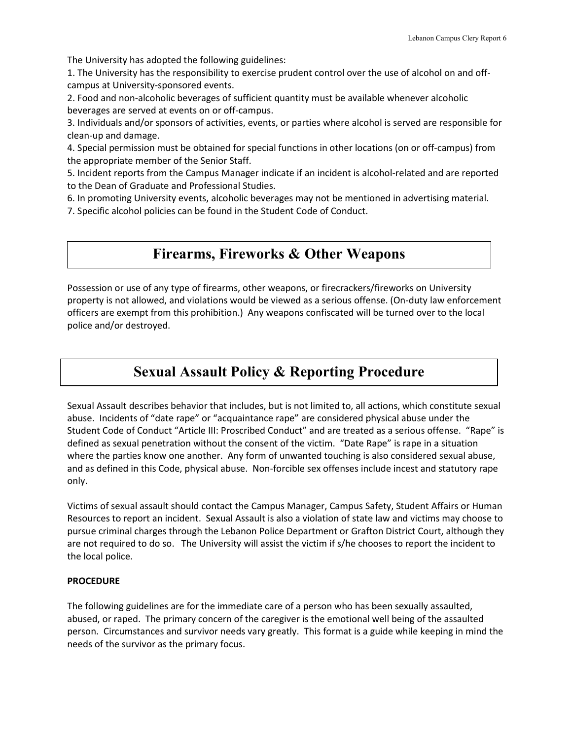The University has adopted the following guidelines:

1. The University has the responsibility to exercise prudent control over the use of alcohol on and off-campus at University-sponsored events.
2. Food and non-alcoholic beverages of sufficient quantity must be available whenever alcoholic beverages are served at events on or off-campus.
3. Individuals and/or sponsors of activities, events, or parties where alcohol is served are responsible for clean-up and damage.
4. Special permission must be obtained for special functions in other locations (on or off-campus) from the appropriate member of the Senior Staff.
5. Incident reports from the Campus Manager indicate if an incident is alcohol-related and are reported to the Dean of Graduate and Professional Studies.
6. In promoting University events, alcoholic beverages may not be mentioned in advertising material.
7. Specific alcohol policies can be found in the Student Code of Conduct.

## Firearms, Fireworks & Other Weapons

Possession or use of any type of firearms, other weapons, or firecrackers/fireworks on University property is not allowed, and violations would be viewed as a serious offense. (On-duty law enforcement officers are exempt from this prohibition.) Any weapons confiscated will be turned over to the local police and/or destroyed.

## Sexual Assault Policy & Reporting Procedure

Sexual Assault describes behavior that includes, but is not limited to, all actions, which constitute sexual abuse. Incidents of "date rape" or "acquaintance rape" are considered physical abuse under the Student Code of Conduct "Article III: Proscribed Conduct" and are treated as a serious offense. "Rape" is defined as sexual penetration without the consent of the victim. "Date Rape" is rape in a situation where the parties know one another. Any form of unwanted touching is also considered sexual abuse, and as defined in this Code, physical abuse. Non-forcible sex offenses include incest and statutory rape only.

Victims of sexual assault should contact the Campus Manager, Campus Safety, Student Affairs or Human Resources to report an incident. Sexual Assault is also a violation of state law and victims may choose to pursue criminal charges through the Lebanon Police Department or Grafton District Court, although they are not required to do so. The University will assist the victim if s/he chooses to report the incident to the local police.

**PROCEDURE**

The following guidelines are for the immediate care of a person who has been sexually assaulted, abused, or raped. The primary concern of the caregiver is the emotional well being of the assaulted person. Circumstances and survivor needs vary greatly. This format is a guide while keeping in mind the needs of the survivor as the primary focus.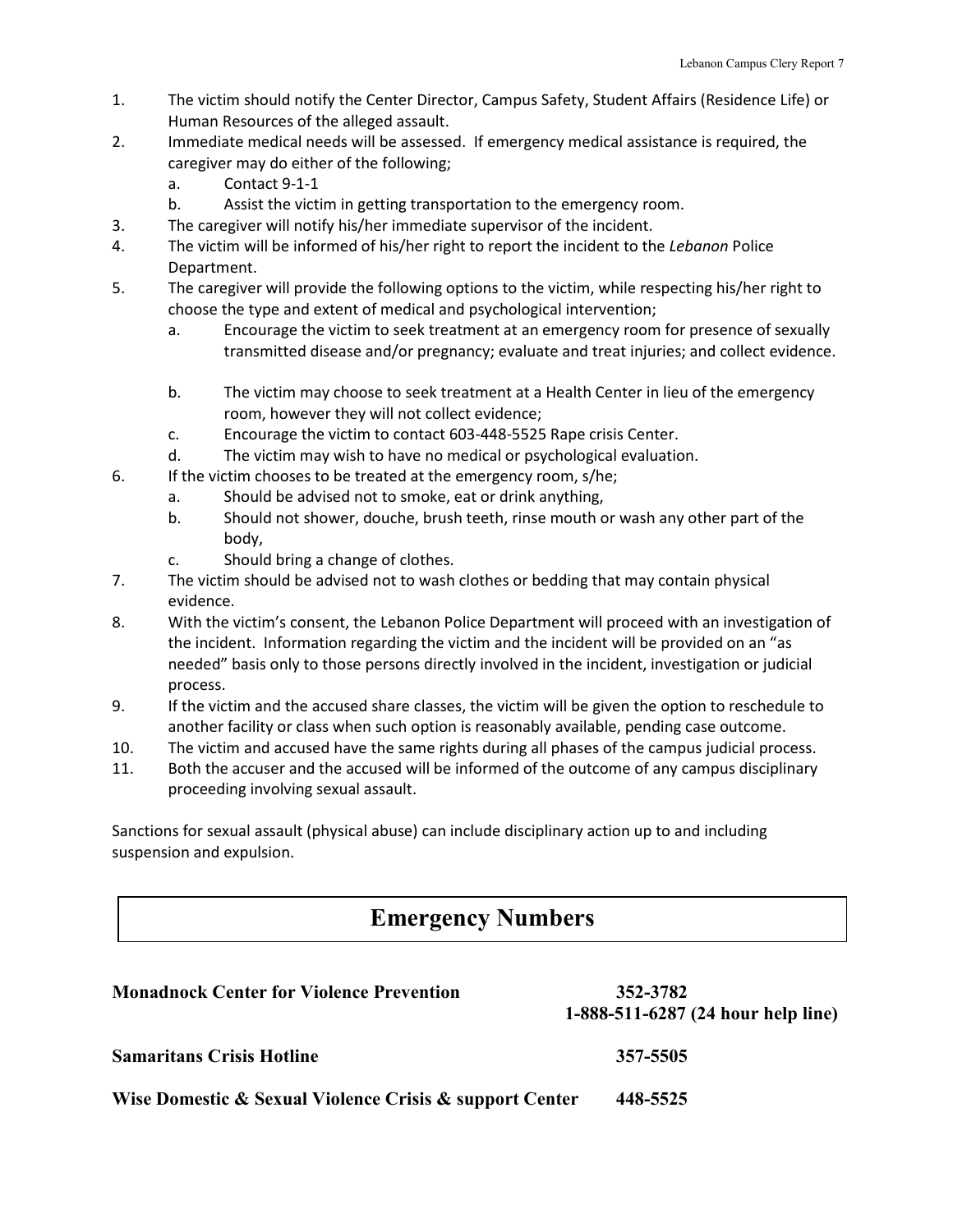1. The victim should notify the Center Director, Campus Safety, Student Affairs (Residence Life) or Human Resources of the alleged assault.
2. Immediate medical needs will be assessed. If emergency medical assistance is required, the caregiver may do either of the following;
   a. Contact 9-1-1
   b. Assist the victim in getting transportation to the emergency room.
3. The caregiver will notify his/her immediate supervisor of the incident.
4. The victim will be informed of his/her right to report the incident to the *Lebanon* Police Department.
5. The caregiver will provide the following options to the victim, while respecting his/her right to choose the type and extent of medical and psychological intervention;
   a. Encourage the victim to seek treatment at an emergency room for presence of sexually transmitted disease and/or pregnancy; evaluate and treat injuries; and collect evidence.
   b. The victim may choose to seek treatment at a Health Center in lieu of the emergency room, however they will not collect evidence;
   c. Encourage the victim to contact 603-448-5525 Rape crisis Center.
   d. The victim may wish to have no medical or psychological evaluation.
6. If the victim chooses to be treated at the emergency room, s/he;
   a. Should be advised not to smoke, eat or drink anything,
   b. Should not shower, douche, brush teeth, rinse mouth or wash any other part of the body,
   c. Should bring a change of clothes.
7. The victim should be advised not to wash clothes or bedding that may contain physical evidence.
8. With the victim's consent, the Lebanon Police Department will proceed with an investigation of the incident. Information regarding the victim and the incident will be provided on an "as needed" basis only to those persons directly involved in the incident, investigation or judicial process.
9. If the victim and the accused share classes, the victim will be given the option to reschedule to another facility or class when such option is reasonably available, pending case outcome.
10. The victim and accused have the same rights during all phases of the campus judicial process.
11. Both the accuser and the accused will be informed of the outcome of any campus disciplinary proceeding involving sexual assault.

Sanctions for sexual assault (physical abuse) can include disciplinary action up to and including suspension and expulsion.

# Emergency Numbers

| | |
|---|---|
| **Monadnock Center for Violence Prevention** | **352-3782**<br>**1-888-511-6287 (24 hour help line)** |
| **Samaritans Crisis Hotline** | **357-5505** |
| **Wise Domestic & Sexual Violence Crisis & support Center** | **448-5525** |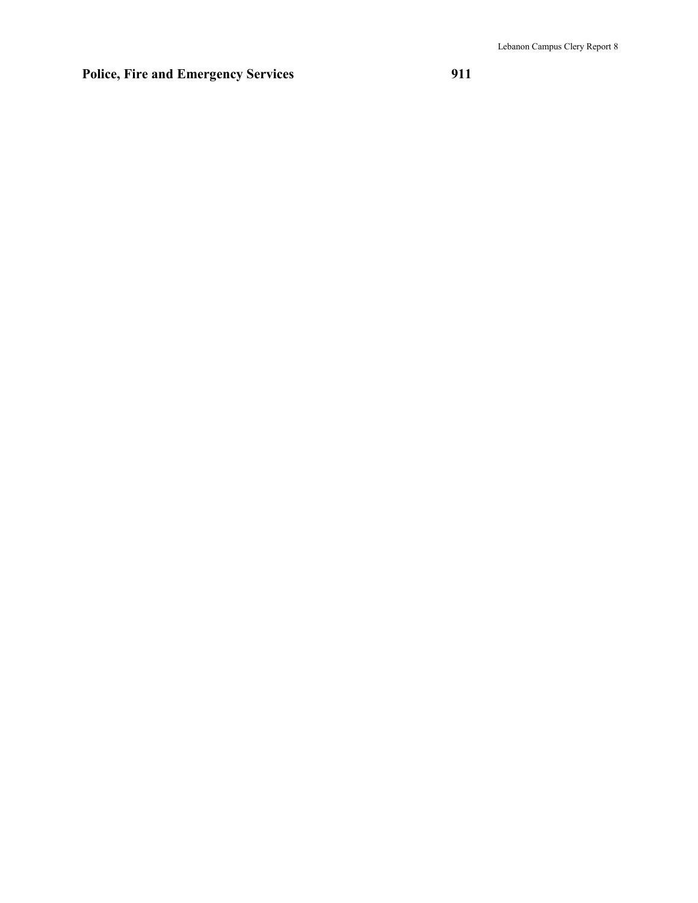| **Police, Fire and Emergency Services** | **911** |
| --- | --- |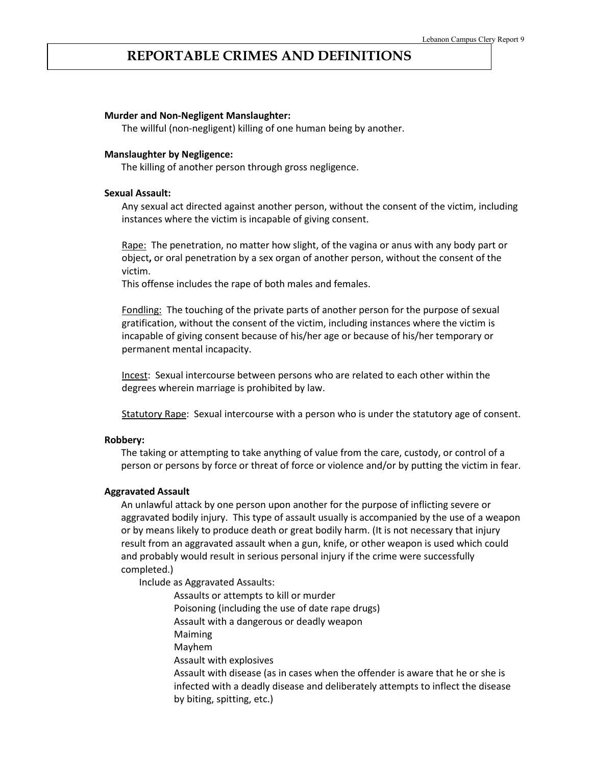# REPORTABLE CRIMES AND DEFINITIONS

**Murder and Non-Negligent Manslaughter:**

The willful (non-negligent) killing of one human being by another.

**Manslaughter by Negligence:**

The killing of another person through gross negligence.

**Sexual Assault:**

Any sexual act directed against another person, without the consent of the victim, including instances where the victim is incapable of giving consent.

Rape: The penetration, no matter how slight, of the vagina or anus with any body part or object**,** or oral penetration by a sex organ of another person, without the consent of the victim.
This offense includes the rape of both males and females.

Fondling: The touching of the private parts of another person for the purpose of sexual gratification, without the consent of the victim, including instances where the victim is incapable of giving consent because of his/her age or because of his/her temporary or permanent mental incapacity.

Incest: Sexual intercourse between persons who are related to each other within the degrees wherein marriage is prohibited by law.

Statutory Rape: Sexual intercourse with a person who is under the statutory age of consent.

**Robbery:**

The taking or attempting to take anything of value from the care, custody, or control of a person or persons by force or threat of force or violence and/or by putting the victim in fear.

**Aggravated Assault**

An unlawful attack by one person upon another for the purpose of inflicting severe or aggravated bodily injury. This type of assault usually is accompanied by the use of a weapon or by means likely to produce death or great bodily harm. (It is not necessary that injury result from an aggravated assault when a gun, knife, or other weapon is used which could and probably would result in serious personal injury if the crime were successfully completed.)

Include as Aggravated Assaults:

- Assaults or attempts to kill or murder
- Poisoning (including the use of date rape drugs)
- Assault with a dangerous or deadly weapon
- Maiming
- Mayhem
- Assault with explosives
- Assault with disease (as in cases when the offender is aware that he or she is infected with a deadly disease and deliberately attempts to inflect the disease by biting, spitting, etc.)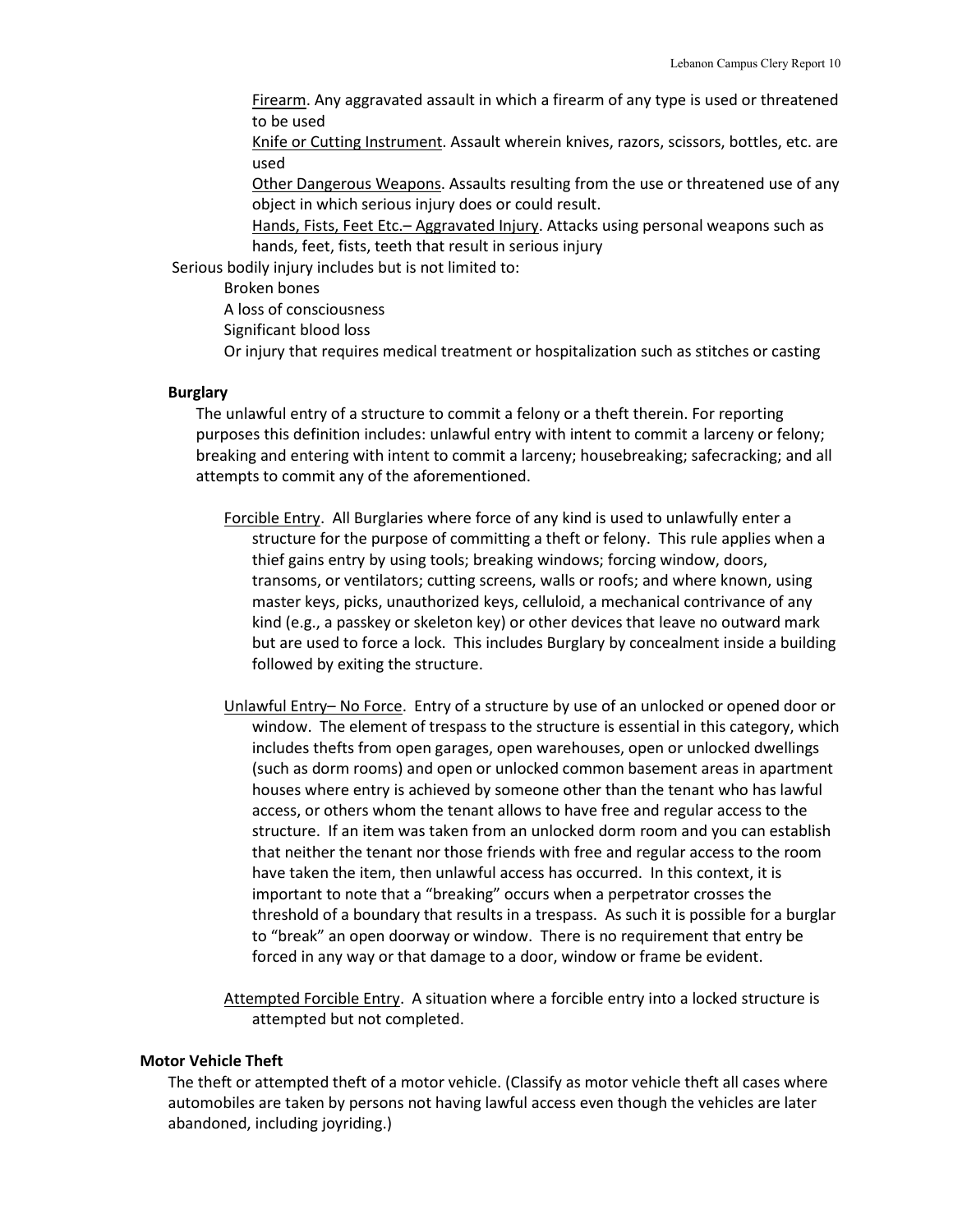Firearm. Any aggravated assault in which a firearm of any type is used or threatened to be used

Knife or Cutting Instrument. Assault wherein knives, razors, scissors, bottles, etc. are used

Other Dangerous Weapons. Assaults resulting from the use or threatened use of any object in which serious injury does or could result.

Hands, Fists, Feet Etc.– Aggravated Injury. Attacks using personal weapons such as hands, feet, fists, teeth that result in serious injury

Serious bodily injury includes but is not limited to:

Broken bones

A loss of consciousness

Significant blood loss

Or injury that requires medical treatment or hospitalization such as stitches or casting

**Burglary**

The unlawful entry of a structure to commit a felony or a theft therein. For reporting purposes this definition includes: unlawful entry with intent to commit a larceny or felony; breaking and entering with intent to commit a larceny; housebreaking; safecracking; and all attempts to commit any of the aforementioned.

Forcible Entry. All Burglaries where force of any kind is used to unlawfully enter a structure for the purpose of committing a theft or felony. This rule applies when a thief gains entry by using tools; breaking windows; forcing window, doors, transoms, or ventilators; cutting screens, walls or roofs; and where known, using master keys, picks, unauthorized keys, celluloid, a mechanical contrivance of any kind (e.g., a passkey or skeleton key) or other devices that leave no outward mark but are used to force a lock. This includes Burglary by concealment inside a building followed by exiting the structure.

Unlawful Entry– No Force. Entry of a structure by use of an unlocked or opened door or window. The element of trespass to the structure is essential in this category, which includes thefts from open garages, open warehouses, open or unlocked dwellings (such as dorm rooms) and open or unlocked common basement areas in apartment houses where entry is achieved by someone other than the tenant who has lawful access, or others whom the tenant allows to have free and regular access to the structure. If an item was taken from an unlocked dorm room and you can establish that neither the tenant nor those friends with free and regular access to the room have taken the item, then unlawful access has occurred. In this context, it is important to note that a "breaking" occurs when a perpetrator crosses the threshold of a boundary that results in a trespass. As such it is possible for a burglar to "break" an open doorway or window. There is no requirement that entry be forced in any way or that damage to a door, window or frame be evident.

Attempted Forcible Entry. A situation where a forcible entry into a locked structure is attempted but not completed.

**Motor Vehicle Theft**

The theft or attempted theft of a motor vehicle. (Classify as motor vehicle theft all cases where automobiles are taken by persons not having lawful access even though the vehicles are later abandoned, including joyriding.)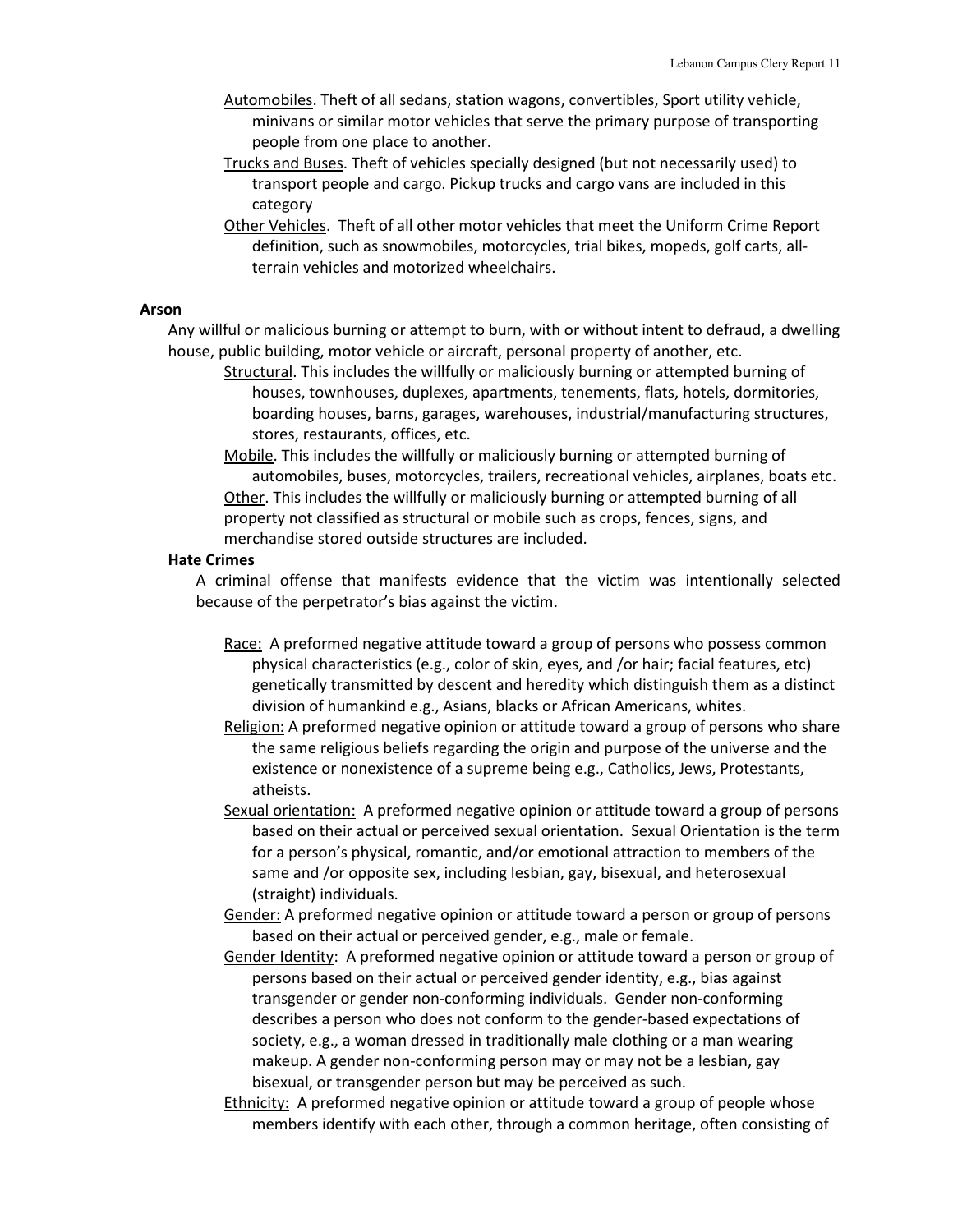Automobiles. Theft of all sedans, station wagons, convertibles, Sport utility vehicle, minivans or similar motor vehicles that serve the primary purpose of transporting people from one place to another.

Trucks and Buses. Theft of vehicles specially designed (but not necessarily used) to transport people and cargo. Pickup trucks and cargo vans are included in this category

Other Vehicles. Theft of all other motor vehicles that meet the Uniform Crime Report definition, such as snowmobiles, motorcycles, trial bikes, mopeds, golf carts, all-terrain vehicles and motorized wheelchairs.

**Arson**

Any willful or malicious burning or attempt to burn, with or without intent to defraud, a dwelling house, public building, motor vehicle or aircraft, personal property of another, etc.

Structural. This includes the willfully or maliciously burning or attempted burning of houses, townhouses, duplexes, apartments, tenements, flats, hotels, dormitories, boarding houses, barns, garages, warehouses, industrial/manufacturing structures, stores, restaurants, offices, etc.

Mobile. This includes the willfully or maliciously burning or attempted burning of automobiles, buses, motorcycles, trailers, recreational vehicles, airplanes, boats etc.

Other. This includes the willfully or maliciously burning or attempted burning of all property not classified as structural or mobile such as crops, fences, signs, and merchandise stored outside structures are included.

**Hate Crimes**

A criminal offense that manifests evidence that the victim was intentionally selected because of the perpetrator's bias against the victim.

Race: A preformed negative attitude toward a group of persons who possess common physical characteristics (e.g., color of skin, eyes, and /or hair; facial features, etc) genetically transmitted by descent and heredity which distinguish them as a distinct division of humankind e.g., Asians, blacks or African Americans, whites.

Religion: A preformed negative opinion or attitude toward a group of persons who share the same religious beliefs regarding the origin and purpose of the universe and the existence or nonexistence of a supreme being e.g., Catholics, Jews, Protestants, atheists.

Sexual orientation: A preformed negative opinion or attitude toward a group of persons based on their actual or perceived sexual orientation. Sexual Orientation is the term for a person's physical, romantic, and/or emotional attraction to members of the same and /or opposite sex, including lesbian, gay, bisexual, and heterosexual (straight) individuals.

Gender: A preformed negative opinion or attitude toward a person or group of persons based on their actual or perceived gender, e.g., male or female.

Gender Identity: A preformed negative opinion or attitude toward a person or group of persons based on their actual or perceived gender identity, e.g., bias against transgender or gender non-conforming individuals. Gender non-conforming describes a person who does not conform to the gender-based expectations of society, e.g., a woman dressed in traditionally male clothing or a man wearing makeup. A gender non-conforming person may or may not be a lesbian, gay bisexual, or transgender person but may be perceived as such.

Ethnicity: A preformed negative opinion or attitude toward a group of people whose members identify with each other, through a common heritage, often consisting of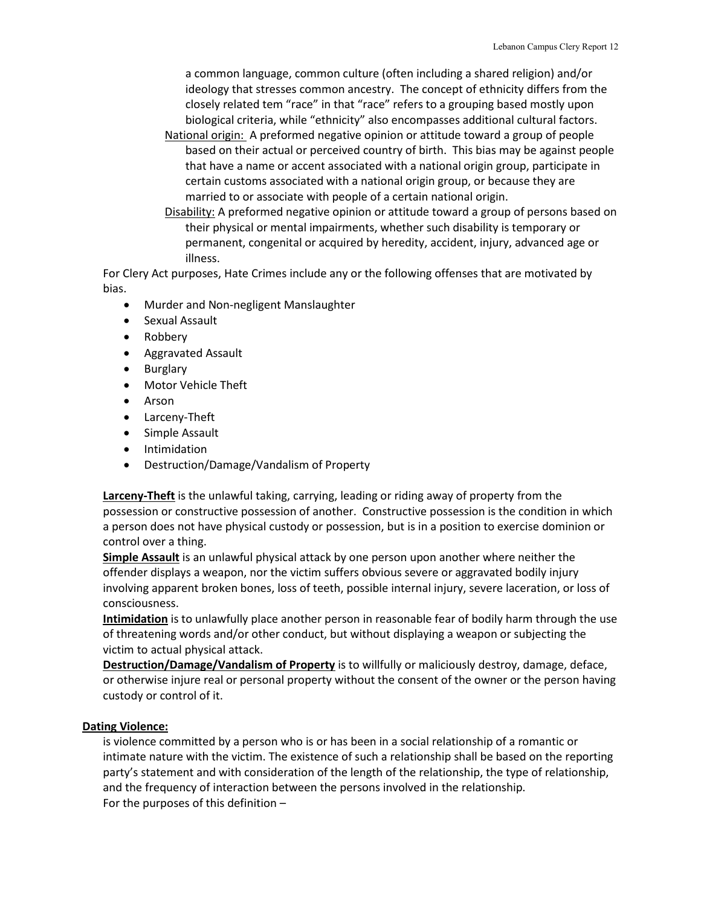a common language, common culture (often including a shared religion) and/or ideology that stresses common ancestry. The concept of ethnicity differs from the closely related tem "race" in that "race" refers to a grouping based mostly upon biological criteria, while "ethnicity" also encompasses additional cultural factors.

National origin: A preformed negative opinion or attitude toward a group of people based on their actual or perceived country of birth. This bias may be against people that have a name or accent associated with a national origin group, participate in certain customs associated with a national origin group, or because they are married to or associate with people of a certain national origin.

Disability: A preformed negative opinion or attitude toward a group of persons based on their physical or mental impairments, whether such disability is temporary or permanent, congenital or acquired by heredity, accident, injury, advanced age or illness.

For Clery Act purposes, Hate Crimes include any or the following offenses that are motivated by bias.

- Murder and Non-negligent Manslaughter
- Sexual Assault
- Robbery
- Aggravated Assault
- Burglary
- Motor Vehicle Theft
- Arson
- Larceny-Theft
- Simple Assault
- Intimidation
- Destruction/Damage/Vandalism of Property

**Larceny-Theft** is the unlawful taking, carrying, leading or riding away of property from the possession or constructive possession of another. Constructive possession is the condition in which a person does not have physical custody or possession, but is in a position to exercise dominion or control over a thing.

**Simple Assault** is an unlawful physical attack by one person upon another where neither the offender displays a weapon, nor the victim suffers obvious severe or aggravated bodily injury involving apparent broken bones, loss of teeth, possible internal injury, severe laceration, or loss of consciousness.

**Intimidation** is to unlawfully place another person in reasonable fear of bodily harm through the use of threatening words and/or other conduct, but without displaying a weapon or subjecting the victim to actual physical attack.

**Destruction/Damage/Vandalism of Property** is to willfully or maliciously destroy, damage, deface, or otherwise injure real or personal property without the consent of the owner or the person having custody or control of it.

**Dating Violence:**

is violence committed by a person who is or has been in a social relationship of a romantic or intimate nature with the victim. The existence of such a relationship shall be based on the reporting party's statement and with consideration of the length of the relationship, the type of relationship, and the frequency of interaction between the persons involved in the relationship.

For the purposes of this definition –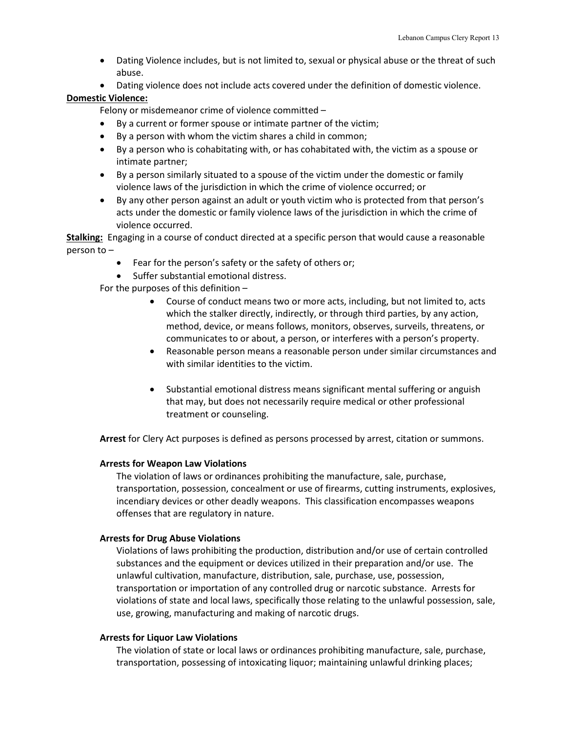- Dating Violence includes, but is not limited to, sexual or physical abuse or the threat of such abuse.
- Dating violence does not include acts covered under the definition of domestic violence.

**Domestic Violence:**

Felony or misdemeanor crime of violence committed –

- By a current or former spouse or intimate partner of the victim;
- By a person with whom the victim shares a child in common;
- By a person who is cohabitating with, or has cohabitated with, the victim as a spouse or intimate partner;
- By a person similarly situated to a spouse of the victim under the domestic or family violence laws of the jurisdiction in which the crime of violence occurred; or
- By any other person against an adult or youth victim who is protected from that person's acts under the domestic or family violence laws of the jurisdiction in which the crime of violence occurred.

**Stalking:** Engaging in a course of conduct directed at a specific person that would cause a reasonable person to –

- Fear for the person's safety or the safety of others or;
- Suffer substantial emotional distress.

For the purposes of this definition –

- Course of conduct means two or more acts, including, but not limited to, acts which the stalker directly, indirectly, or through third parties, by any action, method, device, or means follows, monitors, observes, surveils, threatens, or communicates to or about, a person, or interferes with a person's property.
- Reasonable person means a reasonable person under similar circumstances and with similar identities to the victim.
- Substantial emotional distress means significant mental suffering or anguish that may, but does not necessarily require medical or other professional treatment or counseling.

**Arrest** for Clery Act purposes is defined as persons processed by arrest, citation or summons.

**Arrests for Weapon Law Violations**

The violation of laws or ordinances prohibiting the manufacture, sale, purchase, transportation, possession, concealment or use of firearms, cutting instruments, explosives, incendiary devices or other deadly weapons. This classification encompasses weapons offenses that are regulatory in nature.

**Arrests for Drug Abuse Violations**

Violations of laws prohibiting the production, distribution and/or use of certain controlled substances and the equipment or devices utilized in their preparation and/or use. The unlawful cultivation, manufacture, distribution, sale, purchase, use, possession, transportation or importation of any controlled drug or narcotic substance. Arrests for violations of state and local laws, specifically those relating to the unlawful possession, sale, use, growing, manufacturing and making of narcotic drugs.

**Arrests for Liquor Law Violations**

The violation of state or local laws or ordinances prohibiting manufacture, sale, purchase, transportation, possessing of intoxicating liquor; maintaining unlawful drinking places;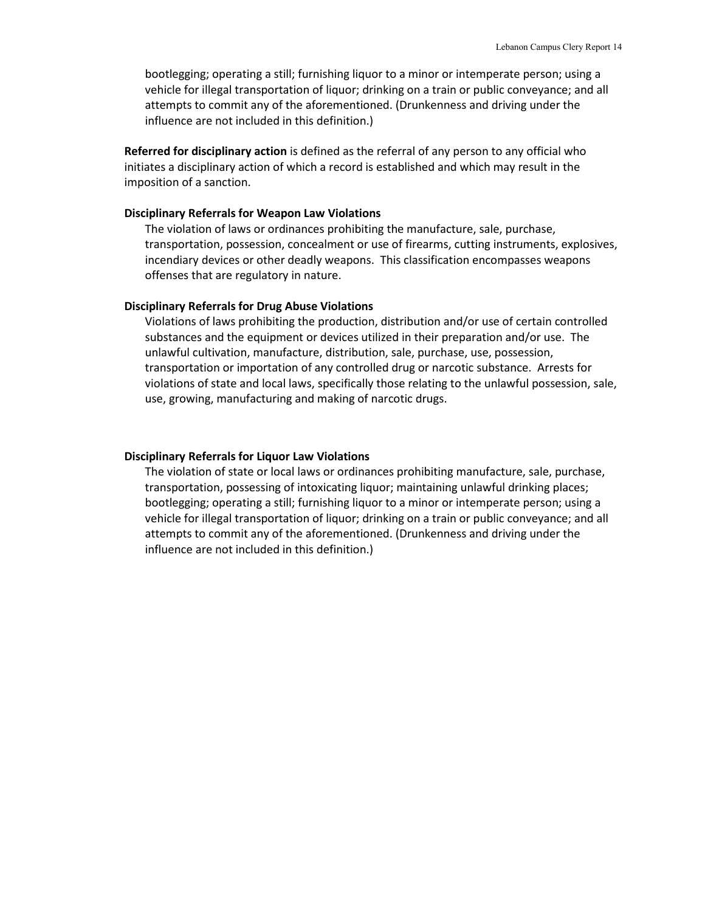bootlegging; operating a still; furnishing liquor to a minor or intemperate person; using a vehicle for illegal transportation of liquor; drinking on a train or public conveyance; and all attempts to commit any of the aforementioned. (Drunkenness and driving under the influence are not included in this definition.)

**Referred for disciplinary action** is defined as the referral of any person to any official who initiates a disciplinary action of which a record is established and which may result in the imposition of a sanction.

**Disciplinary Referrals for Weapon Law Violations**

The violation of laws or ordinances prohibiting the manufacture, sale, purchase, transportation, possession, concealment or use of firearms, cutting instruments, explosives, incendiary devices or other deadly weapons. This classification encompasses weapons offenses that are regulatory in nature.

**Disciplinary Referrals for Drug Abuse Violations**

Violations of laws prohibiting the production, distribution and/or use of certain controlled substances and the equipment or devices utilized in their preparation and/or use. The unlawful cultivation, manufacture, distribution, sale, purchase, use, possession, transportation or importation of any controlled drug or narcotic substance. Arrests for violations of state and local laws, specifically those relating to the unlawful possession, sale, use, growing, manufacturing and making of narcotic drugs.

**Disciplinary Referrals for Liquor Law Violations**

The violation of state or local laws or ordinances prohibiting manufacture, sale, purchase, transportation, possessing of intoxicating liquor; maintaining unlawful drinking places; bootlegging; operating a still; furnishing liquor to a minor or intemperate person; using a vehicle for illegal transportation of liquor; drinking on a train or public conveyance; and all attempts to commit any of the aforementioned. (Drunkenness and driving under the influence are not included in this definition.)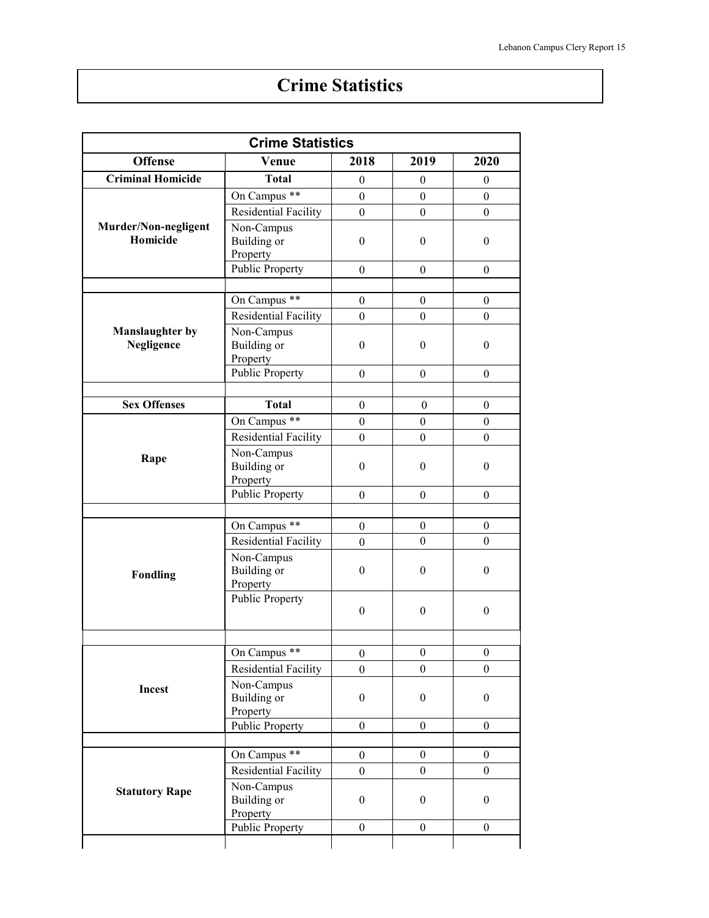# Crime Statistics

| Crime Statistics | | | | |
|---|---|---|---|---|
| **Offense** | **Venue** | **2018** | **2019** | **2020** |
| **Criminal Homicide** | **Total** | 0 | 0 | 0 |
| **Murder/Non-negligent Homicide** | On Campus ** | 0 | 0 | 0 |
| | Residential Facility | 0 | 0 | 0 |
| | Non-Campus Building or Property | 0 | 0 | 0 |
| | Public Property | 0 | 0 | 0 |
| | | | | |
| **Manslaughter by Negligence** | On Campus ** | 0 | 0 | 0 |
| | Residential Facility | 0 | 0 | 0 |
| | Non-Campus Building or Property | 0 | 0 | 0 |
| | Public Property | 0 | 0 | 0 |
| | | | | |
| **Sex Offenses** | **Total** | 0 | 0 | 0 |
| **Rape** | On Campus ** | 0 | 0 | 0 |
| | Residential Facility | 0 | 0 | 0 |
| | Non-Campus Building or Property | 0 | 0 | 0 |
| | Public Property | 0 | 0 | 0 |
| | | | | |
| **Fondling** | On Campus ** | 0 | 0 | 0 |
| | Residential Facility | 0 | 0 | 0 |
| | Non-Campus Building or Property | 0 | 0 | 0 |
| | Public Property | 0 | 0 | 0 |
| | | | | |
| **Incest** | On Campus ** | 0 | 0 | 0 |
| | Residential Facility | 0 | 0 | 0 |
| | Non-Campus Building or Property | 0 | 0 | 0 |
| | Public Property | 0 | 0 | 0 |
| | | | | |
| **Statutory Rape** | On Campus ** | 0 | 0 | 0 |
| | Residential Facility | 0 | 0 | 0 |
| | Non-Campus Building or Property | 0 | 0 | 0 |
| | Public Property | 0 | 0 | 0 |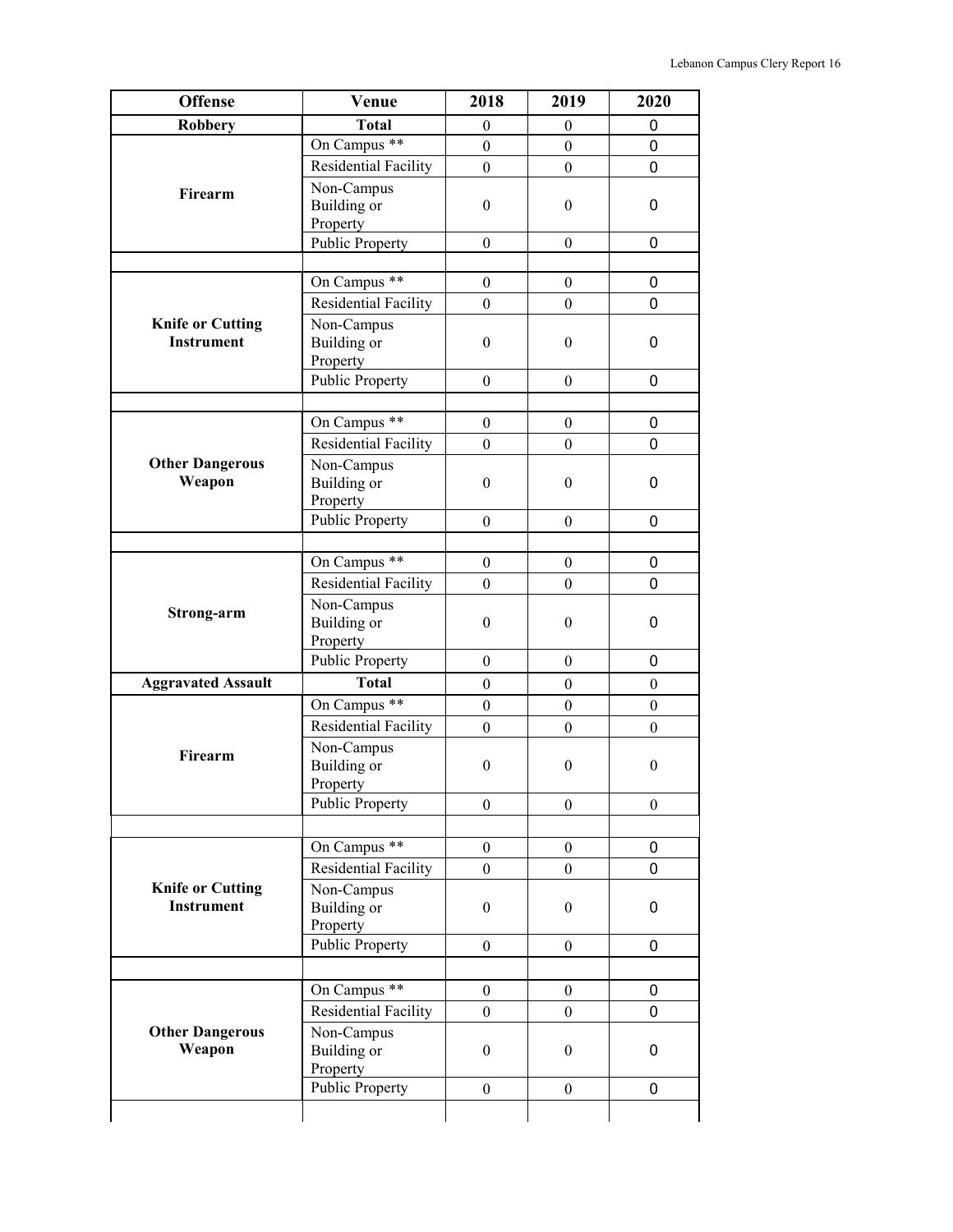| Offense | Venue | 2018 | 2019 | 2020 |
|---|---|---|---|---|
| **Robbery** | **Total** | 0 | 0 | 0 |
| **Firearm** | On Campus ** | 0 | 0 | 0 |
| | Residential Facility | 0 | 0 | 0 |
| | Non-Campus Building or Property | 0 | 0 | 0 |
| | Public Property | 0 | 0 | 0 |
| | | | | |
| **Knife or Cutting Instrument** | On Campus ** | 0 | 0 | 0 |
| | Residential Facility | 0 | 0 | 0 |
| | Non-Campus Building or Property | 0 | 0 | 0 |
| | Public Property | 0 | 0 | 0 |
| | | | | |
| **Other Dangerous Weapon** | On Campus ** | 0 | 0 | 0 |
| | Residential Facility | 0 | 0 | 0 |
| | Non-Campus Building or Property | 0 | 0 | 0 |
| | Public Property | 0 | 0 | 0 |
| | | | | |
| **Strong-arm** | On Campus ** | 0 | 0 | 0 |
| | Residential Facility | 0 | 0 | 0 |
| | Non-Campus Building or Property | 0 | 0 | 0 |
| | Public Property | 0 | 0 | 0 |
| **Aggravated Assault** | **Total** | 0 | 0 | 0 |
| **Firearm** | On Campus ** | 0 | 0 | 0 |
| | Residential Facility | 0 | 0 | 0 |
| | Non-Campus Building or Property | 0 | 0 | 0 |
| | Public Property | 0 | 0 | 0 |
| | | | | |
| **Knife or Cutting Instrument** | On Campus ** | 0 | 0 | 0 |
| | Residential Facility | 0 | 0 | 0 |
| | Non-Campus Building or Property | 0 | 0 | 0 |
| | Public Property | 0 | 0 | 0 |
| | | | | |
| **Other Dangerous Weapon** | On Campus ** | 0 | 0 | 0 |
| | Residential Facility | 0 | 0 | 0 |
| | Non-Campus Building or Property | 0 | 0 | 0 |
| | Public Property | 0 | 0 | 0 |
| | | | | |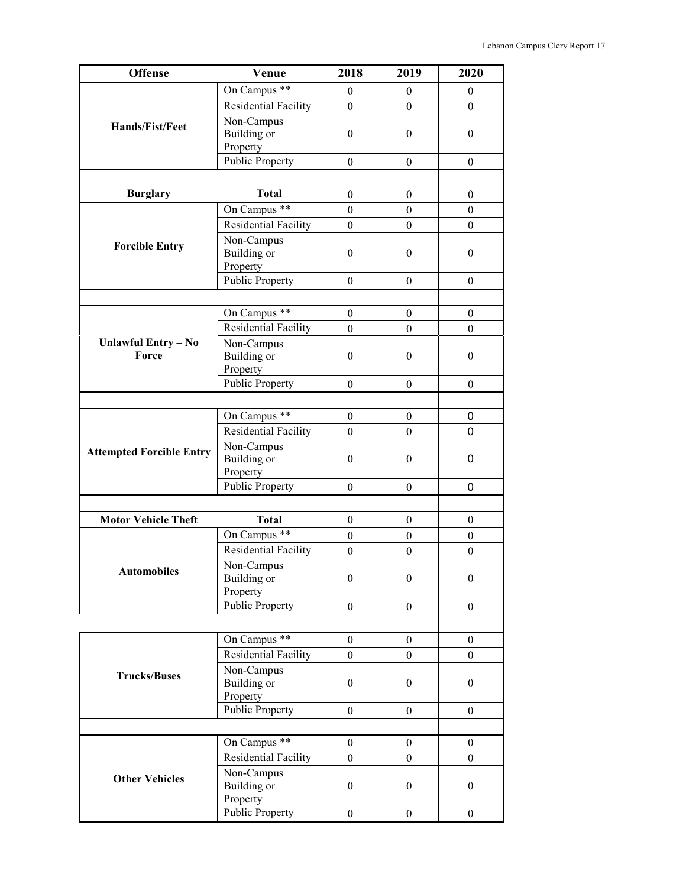| Offense | Venue | 2018 | 2019 | 2020 |
|---|---|---|---|---|
| Hands/Fist/Feet | On Campus ** | 0 | 0 | 0 |
| | Residential Facility | 0 | 0 | 0 |
| | Non-Campus Building or Property | 0 | 0 | 0 |
| | Public Property | 0 | 0 | 0 |
| | | | | |
| **Burglary** | **Total** | 0 | 0 | 0 |
| Forcible Entry | On Campus ** | 0 | 0 | 0 |
| | Residential Facility | 0 | 0 | 0 |
| | Non-Campus Building or Property | 0 | 0 | 0 |
| | Public Property | 0 | 0 | 0 |
| | | | | |
| Unlawful Entry – No Force | On Campus ** | 0 | 0 | 0 |
| | Residential Facility | 0 | 0 | 0 |
| | Non-Campus Building or Property | 0 | 0 | 0 |
| | Public Property | 0 | 0 | 0 |
| | | | | |
| Attempted Forcible Entry | On Campus ** | 0 | 0 | 0 |
| | Residential Facility | 0 | 0 | 0 |
| | Non-Campus Building or Property | 0 | 0 | 0 |
| | Public Property | 0 | 0 | 0 |
| | | | | |
| **Motor Vehicle Theft** | **Total** | 0 | 0 | 0 |
| Automobiles | On Campus ** | 0 | 0 | 0 |
| | Residential Facility | 0 | 0 | 0 |
| | Non-Campus Building or Property | 0 | 0 | 0 |
| | Public Property | 0 | 0 | 0 |
| | | | | |
| Trucks/Buses | On Campus ** | 0 | 0 | 0 |
| | Residential Facility | 0 | 0 | 0 |
| | Non-Campus Building or Property | 0 | 0 | 0 |
| | Public Property | 0 | 0 | 0 |
| | | | | |
| Other Vehicles | On Campus ** | 0 | 0 | 0 |
| | Residential Facility | 0 | 0 | 0 |
| | Non-Campus Building or Property | 0 | 0 | 0 |
| | Public Property | 0 | 0 | 0 |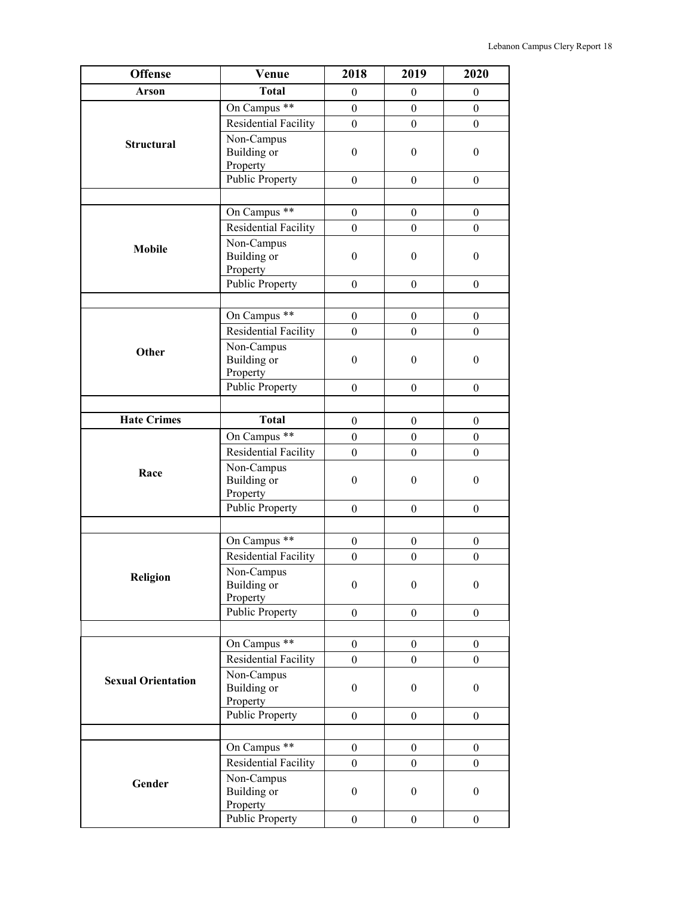| Offense | Venue | 2018 | 2019 | 2020 |
|---|---|---|---|---|
| **Arson** | **Total** | 0 | 0 | 0 |
| **Structural** | On Campus ** | 0 | 0 | 0 |
| | Residential Facility | 0 | 0 | 0 |
| | Non-Campus Building or Property | 0 | 0 | 0 |
| | Public Property | 0 | 0 | 0 |
| | | | | |
| **Mobile** | On Campus ** | 0 | 0 | 0 |
| | Residential Facility | 0 | 0 | 0 |
| | Non-Campus Building or Property | 0 | 0 | 0 |
| | Public Property | 0 | 0 | 0 |
| | | | | |
| **Other** | On Campus ** | 0 | 0 | 0 |
| | Residential Facility | 0 | 0 | 0 |
| | Non-Campus Building or Property | 0 | 0 | 0 |
| | Public Property | 0 | 0 | 0 |
| | | | | |
| **Hate Crimes** | **Total** | 0 | 0 | 0 |
| **Race** | On Campus ** | 0 | 0 | 0 |
| | Residential Facility | 0 | 0 | 0 |
| | Non-Campus Building or Property | 0 | 0 | 0 |
| | Public Property | 0 | 0 | 0 |
| | | | | |
| **Religion** | On Campus ** | 0 | 0 | 0 |
| | Residential Facility | 0 | 0 | 0 |
| | Non-Campus Building or Property | 0 | 0 | 0 |
| | Public Property | 0 | 0 | 0 |
| | | | | |
| **Sexual Orientation** | On Campus ** | 0 | 0 | 0 |
| | Residential Facility | 0 | 0 | 0 |
| | Non-Campus Building or Property | 0 | 0 | 0 |
| | Public Property | 0 | 0 | 0 |
| | | | | |
| **Gender** | On Campus ** | 0 | 0 | 0 |
| | Residential Facility | 0 | 0 | 0 |
| | Non-Campus Building or Property | 0 | 0 | 0 |
| | Public Property | 0 | 0 | 0 |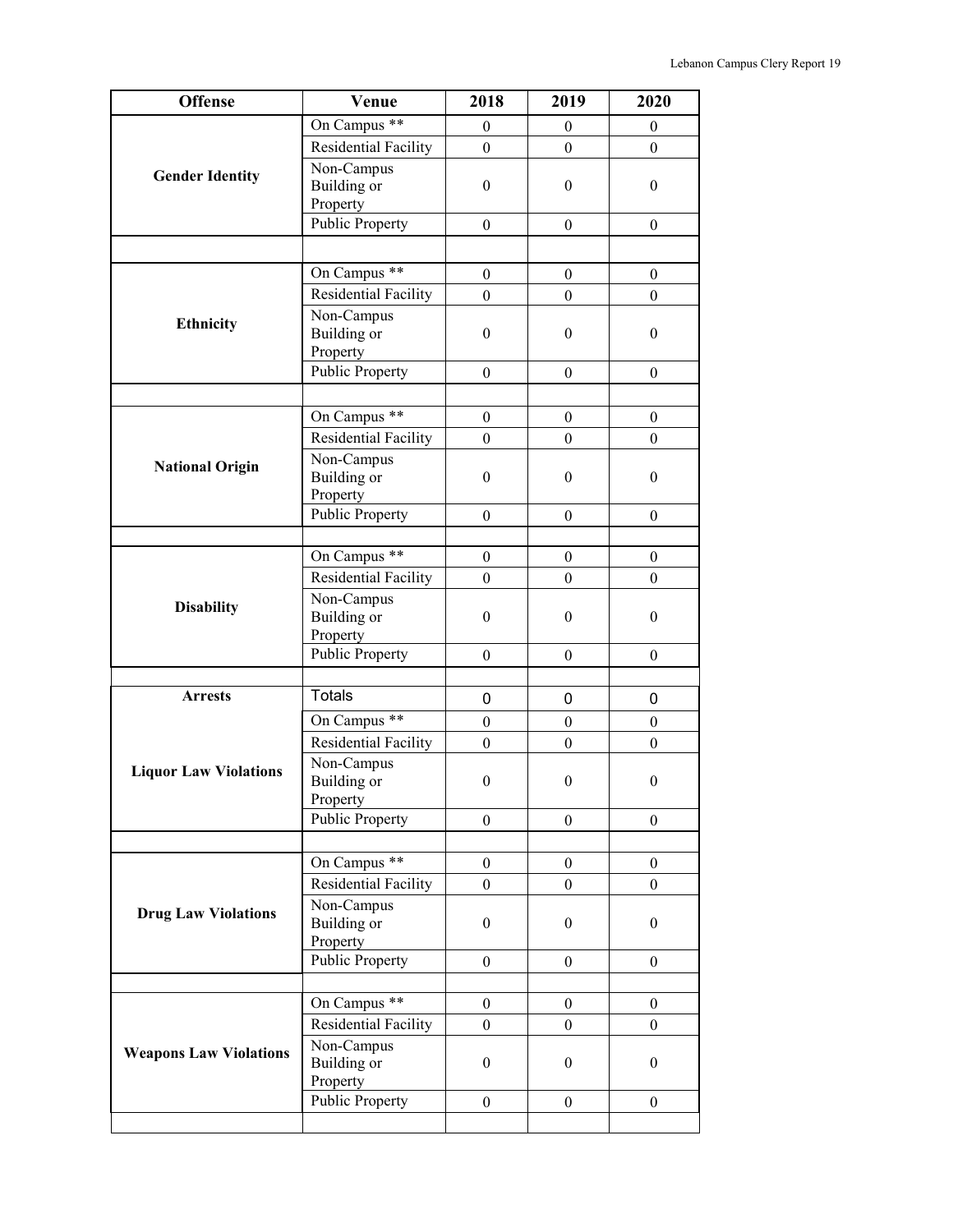| Offense | Venue | 2018 | 2019 | 2020 |
|---|---|---|---|---|
| **Gender Identity** | On Campus ** | 0 | 0 | 0 |
| | Residential Facility | 0 | 0 | 0 |
| | Non-Campus Building or Property | 0 | 0 | 0 |
| | Public Property | 0 | 0 | 0 |
| | | | | |
| **Ethnicity** | On Campus ** | 0 | 0 | 0 |
| | Residential Facility | 0 | 0 | 0 |
| | Non-Campus Building or Property | 0 | 0 | 0 |
| | Public Property | 0 | 0 | 0 |
| | | | | |
| **National Origin** | On Campus ** | 0 | 0 | 0 |
| | Residential Facility | 0 | 0 | 0 |
| | Non-Campus Building or Property | 0 | 0 | 0 |
| | Public Property | 0 | 0 | 0 |
| | | | | |
| **Disability** | On Campus ** | 0 | 0 | 0 |
| | Residential Facility | 0 | 0 | 0 |
| | Non-Campus Building or Property | 0 | 0 | 0 |
| | Public Property | 0 | 0 | 0 |
| | | | | |
| **Arrests** | Totals | 0 | 0 | 0 |
| **Liquor Law Violations** | On Campus ** | 0 | 0 | 0 |
| | Residential Facility | 0 | 0 | 0 |
| | Non-Campus Building or Property | 0 | 0 | 0 |
| | Public Property | 0 | 0 | 0 |
| | | | | |
| **Drug Law Violations** | On Campus ** | 0 | 0 | 0 |
| | Residential Facility | 0 | 0 | 0 |
| | Non-Campus Building or Property | 0 | 0 | 0 |
| | Public Property | 0 | 0 | 0 |
| | | | | |
| **Weapons Law Violations** | On Campus ** | 0 | 0 | 0 |
| | Residential Facility | 0 | 0 | 0 |
| | Non-Campus Building or Property | 0 | 0 | 0 |
| | Public Property | 0 | 0 | 0 |
| | | | | |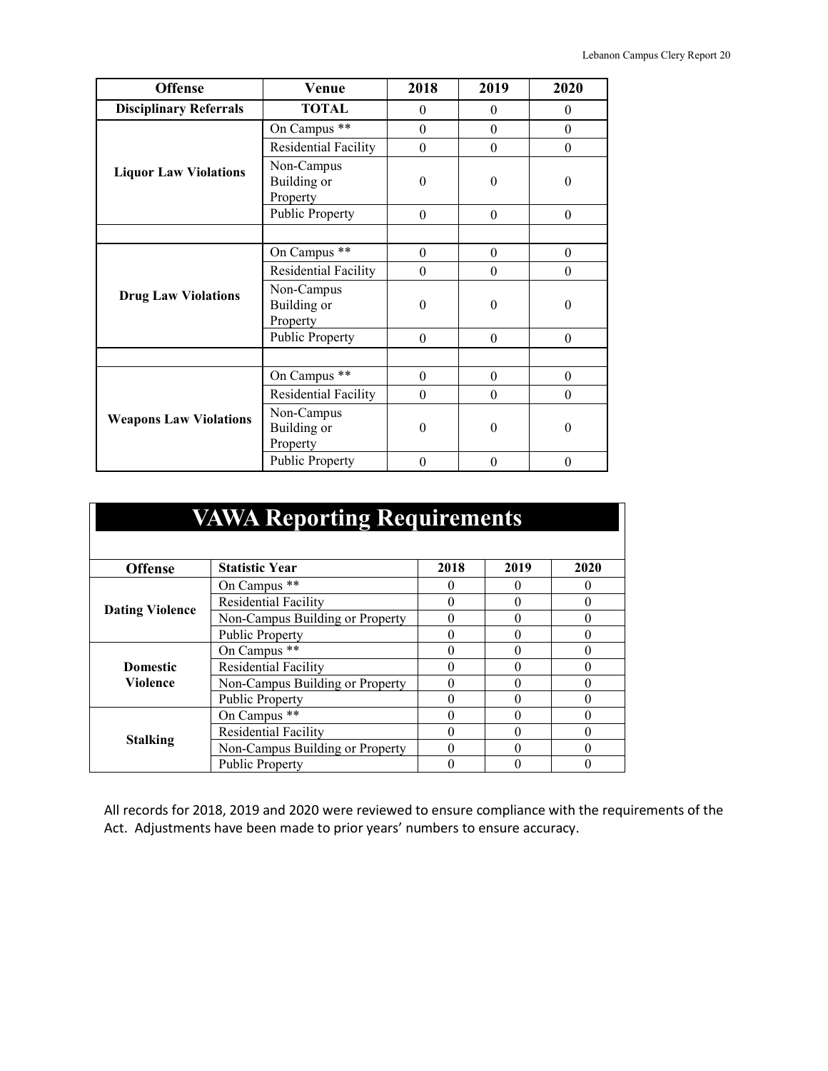| Offense | Venue | 2018 | 2019 | 2020 |
|---|---|---|---|---|
| **Disciplinary Referrals** | **TOTAL** | 0 | 0 | 0 |
| **Liquor Law Violations** | On Campus ** | 0 | 0 | 0 |
| | Residential Facility | 0 | 0 | 0 |
| | Non-Campus Building or Property | 0 | 0 | 0 |
| | Public Property | 0 | 0 | 0 |
| | | | | |
| **Drug Law Violations** | On Campus ** | 0 | 0 | 0 |
| | Residential Facility | 0 | 0 | 0 |
| | Non-Campus Building or Property | 0 | 0 | 0 |
| | Public Property | 0 | 0 | 0 |
| | | | | |
| **Weapons Law Violations** | On Campus ** | 0 | 0 | 0 |
| | Residential Facility | 0 | 0 | 0 |
| | Non-Campus Building or Property | 0 | 0 | 0 |
| | Public Property | 0 | 0 | 0 |

# VAWA Reporting Requirements

| Offense | Statistic Year | 2018 | 2019 | 2020 |
|---|---|---|---|---|
| **Dating Violence** | On Campus ** | 0 | 0 | 0 |
| | Residential Facility | 0 | 0 | 0 |
| | Non-Campus Building or Property | 0 | 0 | 0 |
| | Public Property | 0 | 0 | 0 |
| **Domestic Violence** | On Campus ** | 0 | 0 | 0 |
| | Residential Facility | 0 | 0 | 0 |
| | Non-Campus Building or Property | 0 | 0 | 0 |
| | Public Property | 0 | 0 | 0 |
| **Stalking** | On Campus ** | 0 | 0 | 0 |
| | Residential Facility | 0 | 0 | 0 |
| | Non-Campus Building or Property | 0 | 0 | 0 |
| | Public Property | 0 | 0 | 0 |

All records for 2018, 2019 and 2020 were reviewed to ensure compliance with the requirements of the Act. Adjustments have been made to prior years' numbers to ensure accuracy.